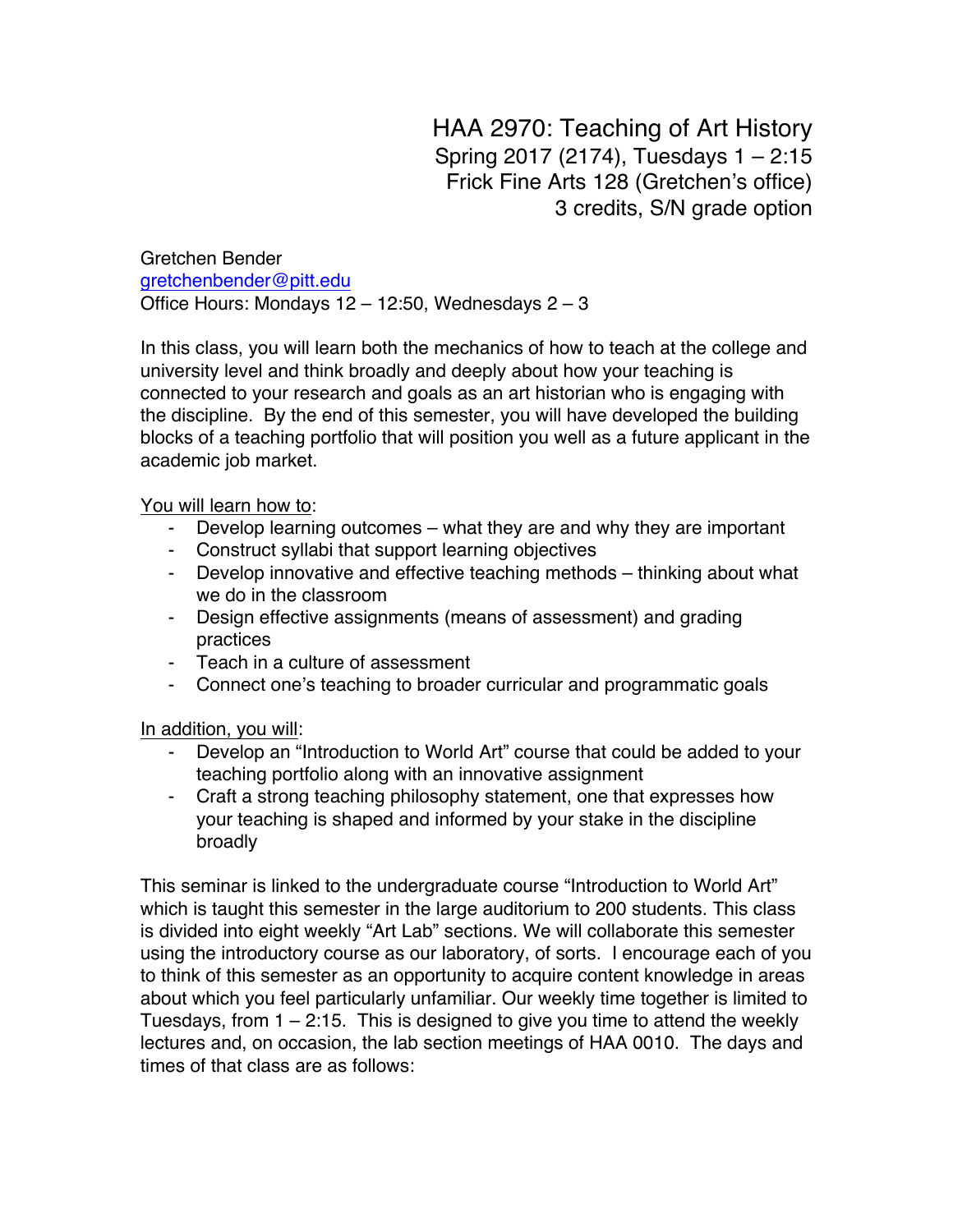# HAA 2970: Teaching of Art History

Spring 2017 (2174), Tuesdays 1 – 2:15
Frick Fine Arts 128 (Gretchen's office)
3 credits, S/N grade option

Gretchen Bender
gretchenbender@pitt.edu
Office Hours: Mondays 12 – 12:50, Wednesdays 2 – 3

In this class, you will learn both the mechanics of how to teach at the college and university level and think broadly and deeply about how your teaching is connected to your research and goals as an art historian who is engaging with the discipline. By the end of this semester, you will have developed the building blocks of a teaching portfolio that will position you well as a future applicant in the academic job market.

<u>You will learn how to</u>:

- Develop learning outcomes – what they are and why they are important
- Construct syllabi that support learning objectives
- Develop innovative and effective teaching methods – thinking about what we do in the classroom
- Design effective assignments (means of assessment) and grading practices
- Teach in a culture of assessment
- Connect one's teaching to broader curricular and programmatic goals

<u>In addition, you will</u>:

- Develop an "Introduction to World Art" course that could be added to your teaching portfolio along with an innovative assignment
- Craft a strong teaching philosophy statement, one that expresses how your teaching is shaped and informed by your stake in the discipline broadly

This seminar is linked to the undergraduate course "Introduction to World Art" which is taught this semester in the large auditorium to 200 students. This class is divided into eight weekly "Art Lab" sections. We will collaborate this semester using the introductory course as our laboratory, of sorts. I encourage each of you to think of this semester as an opportunity to acquire content knowledge in areas about which you feel particularly unfamiliar. Our weekly time together is limited to Tuesdays, from 1 – 2:15. This is designed to give you time to attend the weekly lectures and, on occasion, the lab section meetings of HAA 0010. The days and times of that class are as follows: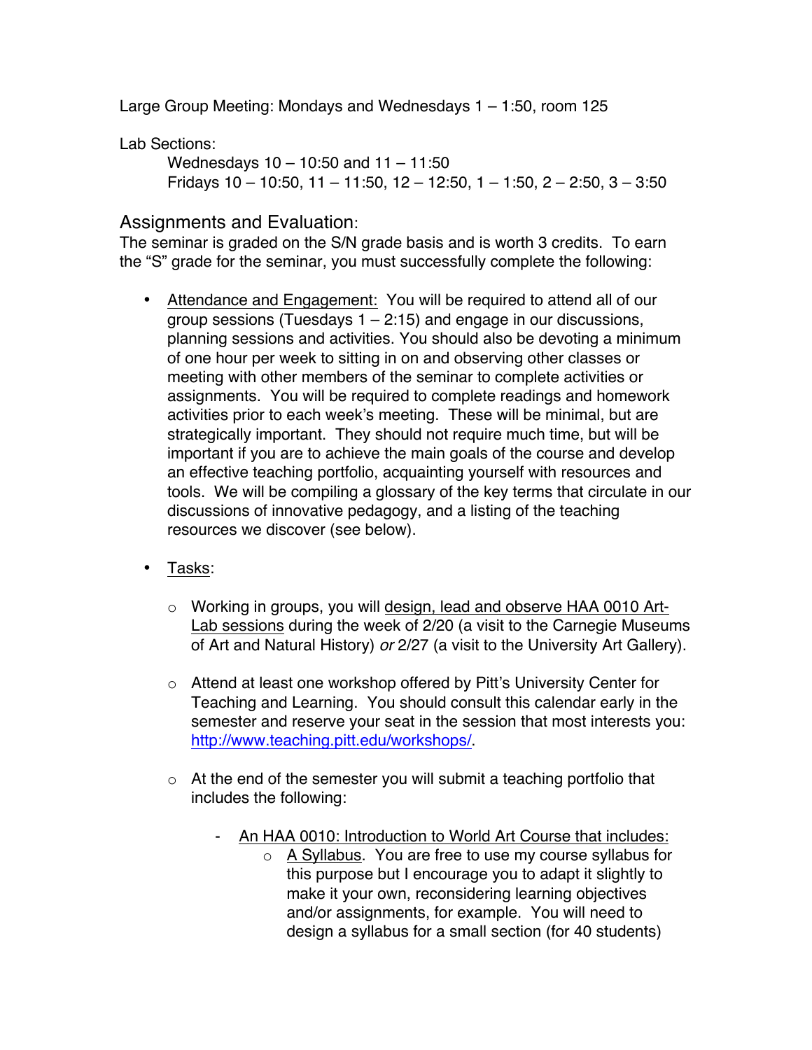Large Group Meeting: Mondays and Wednesdays 1 – 1:50, room 125

Lab Sections:

Wednesdays 10 – 10:50 and 11 – 11:50
Fridays 10 – 10:50, 11 – 11:50, 12 – 12:50, 1 – 1:50, 2 – 2:50, 3 – 3:50

## Assignments and Evaluation:

The seminar is graded on the S/N grade basis and is worth 3 credits. To earn the "S" grade for the seminar, you must successfully complete the following:

- <u>Attendance and Engagement:</u> You will be required to attend all of our group sessions (Tuesdays 1 – 2:15) and engage in our discussions, planning sessions and activities. You should also be devoting a minimum of one hour per week to sitting in on and observing other classes or meeting with other members of the seminar to complete activities or assignments. You will be required to complete readings and homework activities prior to each week's meeting. These will be minimal, but are strategically important. They should not require much time, but will be important if you are to achieve the main goals of the course and develop an effective teaching portfolio, acquainting yourself with resources and tools. We will be compiling a glossary of the key terms that circulate in our discussions of innovative pedagogy, and a listing of the teaching resources we discover (see below).

- <u>Tasks</u>:

  - Working in groups, you will <u>design, lead and observe HAA 0010 Art-Lab sessions</u> during the week of 2/20 (a visit to the Carnegie Museums of Art and Natural History) *or* 2/27 (a visit to the University Art Gallery).

  - Attend at least one workshop offered by Pitt's University Center for Teaching and Learning. You should consult this calendar early in the semester and reserve your seat in the session that most interests you: http://www.teaching.pitt.edu/workshops/.

  - At the end of the semester you will submit a teaching portfolio that includes the following:

    - <u>An HAA 0010: Introduction to World Art Course that includes:</u>
      - <u>A Syllabus</u>. You are free to use my course syllabus for this purpose but I encourage you to adapt it slightly to make it your own, reconsidering learning objectives and/or assignments, for example. You will need to design a syllabus for a small section (for 40 students)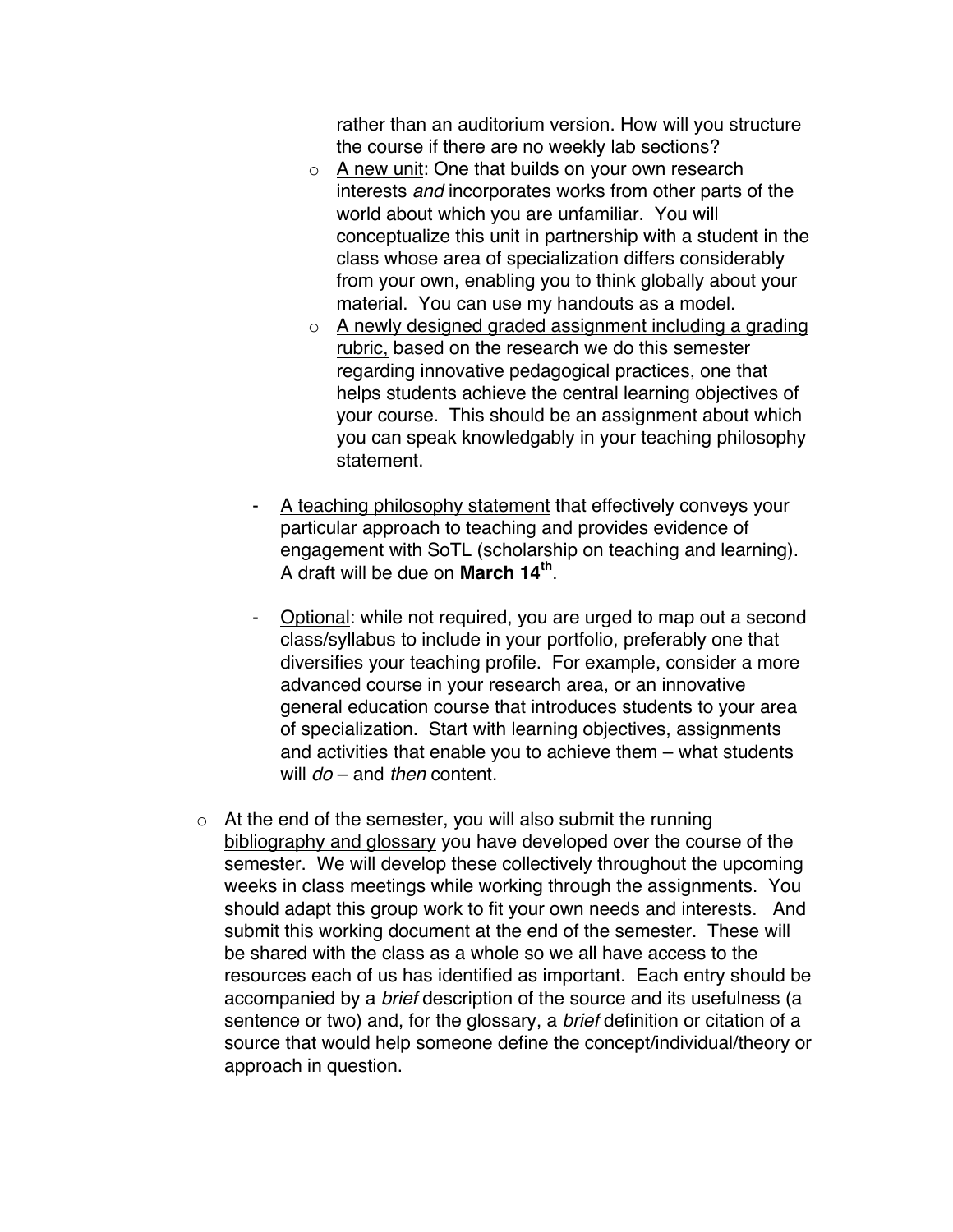rather than an auditorium version. How will you structure the course if there are no weekly lab sections?

    - A new unit: One that builds on your own research interests *and* incorporates works from other parts of the world about which you are unfamiliar. You will conceptualize this unit in partnership with a student in the class whose area of specialization differs considerably from your own, enabling you to think globally about your material. You can use my handouts as a model.
    - A newly designed graded assignment including a grading rubric, based on the research we do this semester regarding innovative pedagogical practices, one that helps students achieve the central learning objectives of your course. This should be an assignment about which you can speak knowledgably in your teaching philosophy statement.

  - A teaching philosophy statement that effectively conveys your particular approach to teaching and provides evidence of engagement with SoTL (scholarship on teaching and learning). A draft will be due on **March 14th**.

  - Optional: while not required, you are urged to map out a second class/syllabus to include in your portfolio, preferably one that diversifies your teaching profile. For example, consider a more advanced course in your research area, or an innovative general education course that introduces students to your area of specialization. Start with learning objectives, assignments and activities that enable you to achieve them – what students will *do* – and *then* content.

- At the end of the semester, you will also submit the running bibliography and glossary you have developed over the course of the semester. We will develop these collectively throughout the upcoming weeks in class meetings while working through the assignments. You should adapt this group work to fit your own needs and interests. And submit this working document at the end of the semester. These will be shared with the class as a whole so we all have access to the resources each of us has identified as important. Each entry should be accompanied by a *brief* description of the source and its usefulness (a sentence or two) and, for the glossary, a *brief* definition or citation of a source that would help someone define the concept/individual/theory or approach in question.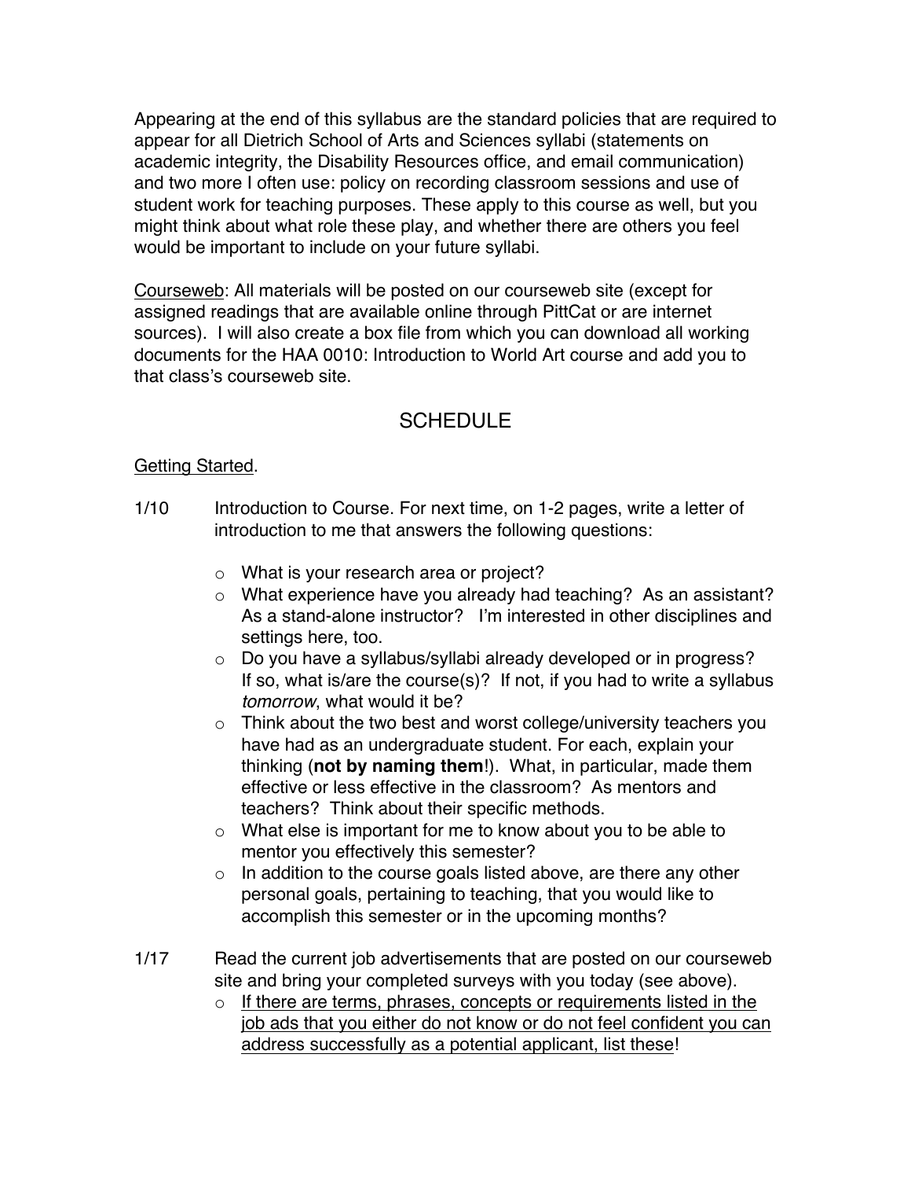Appearing at the end of this syllabus are the standard policies that are required to appear for all Dietrich School of Arts and Sciences syllabi (statements on academic integrity, the Disability Resources office, and email communication) and two more I often use: policy on recording classroom sessions and use of student work for teaching purposes. These apply to this course as well, but you might think about what role these play, and whether there are others you feel would be important to include on your future syllabi.

<u>Courseweb</u>: All materials will be posted on our courseweb site (except for assigned readings that are available online through PittCat or are internet sources). I will also create a box file from which you can download all working documents for the HAA 0010: Introduction to World Art course and add you to that class's courseweb site.

## SCHEDULE

<u>Getting Started</u>.

1/10 Introduction to Course. For next time, on 1-2 pages, write a letter of introduction to me that answers the following questions:

- What is your research area or project?
- What experience have you already had teaching? As an assistant? As a stand-alone instructor? I'm interested in other disciplines and settings here, too.
- Do you have a syllabus/syllabi already developed or in progress? If so, what is/are the course(s)? If not, if you had to write a syllabus *tomorrow*, what would it be?
- Think about the two best and worst college/university teachers you have had as an undergraduate student. For each, explain your thinking (**not by naming them**!). What, in particular, made them effective or less effective in the classroom? As mentors and teachers? Think about their specific methods.
- What else is important for me to know about you to be able to mentor you effectively this semester?
- In addition to the course goals listed above, are there any other personal goals, pertaining to teaching, that you would like to accomplish this semester or in the upcoming months?

1/17 Read the current job advertisements that are posted on our courseweb site and bring your completed surveys with you today (see above).

- <u>If there are terms, phrases, concepts or requirements listed in the job ads that you either do not know or do not feel confident you can address successfully as a potential applicant, list these</u>!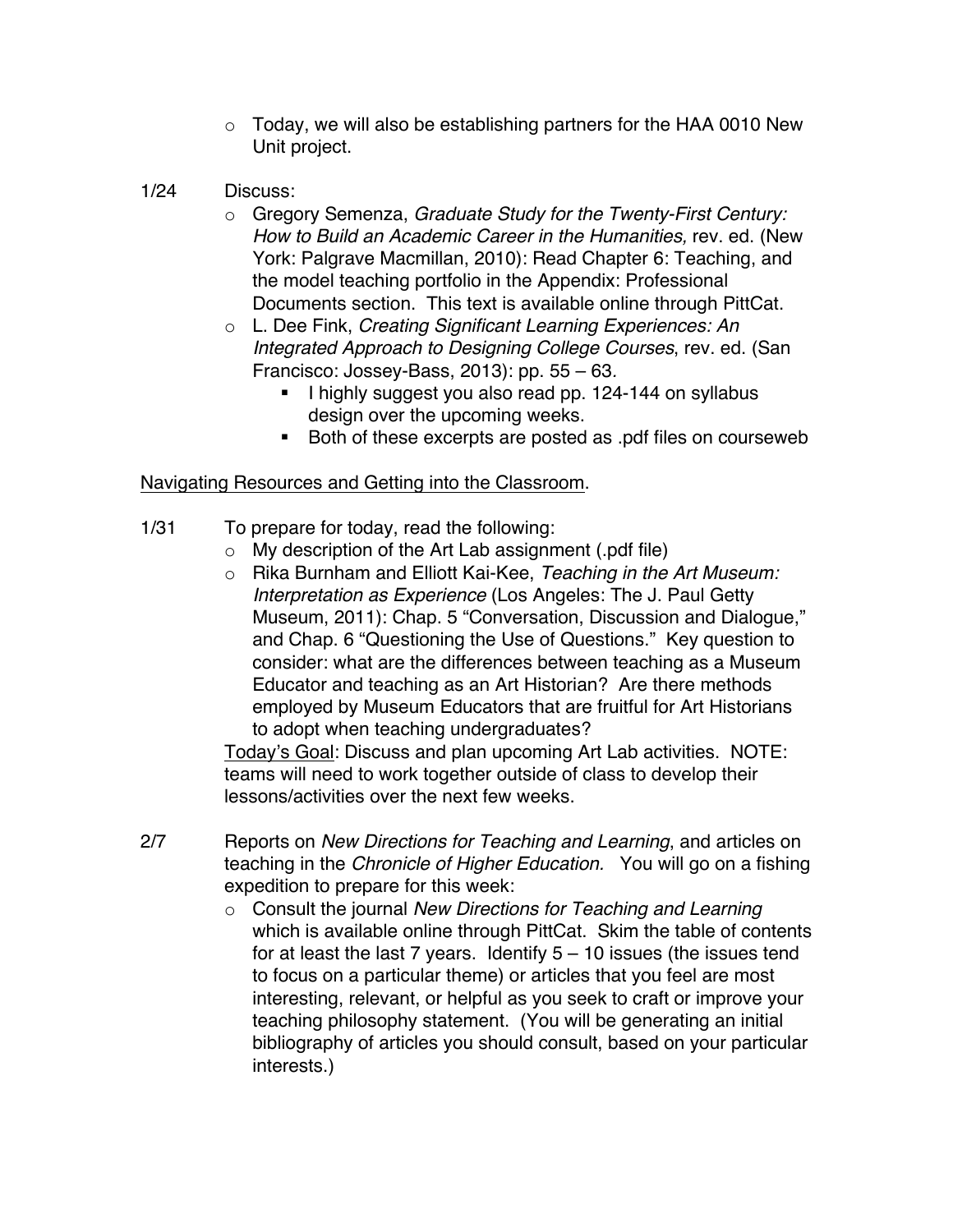- Today, we will also be establishing partners for the HAA 0010 New Unit project.

1/24 Discuss:

- Gregory Semenza, *Graduate Study for the Twenty-First Century: How to Build an Academic Career in the Humanities,* rev. ed. (New York: Palgrave Macmillan, 2010): Read Chapter 6: Teaching, and the model teaching portfolio in the Appendix: Professional Documents section. This text is available online through PittCat.
- L. Dee Fink, *Creating Significant Learning Experiences: An Integrated Approach to Designing College Courses*, rev. ed. (San Francisco: Jossey-Bass, 2013): pp. 55 – 63.
  - I highly suggest you also read pp. 124-144 on syllabus design over the upcoming weeks.
  - Both of these excerpts are posted as .pdf files on courseweb

<u>Navigating Resources and Getting into the Classroom</u>.

1/31 To prepare for today, read the following:

- My description of the Art Lab assignment (.pdf file)
- Rika Burnham and Elliott Kai-Kee, *Teaching in the Art Museum: Interpretation as Experience* (Los Angeles: The J. Paul Getty Museum, 2011): Chap. 5 "Conversation, Discussion and Dialogue," and Chap. 6 "Questioning the Use of Questions." Key question to consider: what are the differences between teaching as a Museum Educator and teaching as an Art Historian? Are there methods employed by Museum Educators that are fruitful for Art Historians to adopt when teaching undergraduates?

<u>Today's Goal</u>: Discuss and plan upcoming Art Lab activities. NOTE: teams will need to work together outside of class to develop their lessons/activities over the next few weeks.

2/7 Reports on *New Directions for Teaching and Learning*, and articles on teaching in the *Chronicle of Higher Education.* You will go on a fishing expedition to prepare for this week:

- Consult the journal *New Directions for Teaching and Learning* which is available online through PittCat. Skim the table of contents for at least the last 7 years. Identify 5 – 10 issues (the issues tend to focus on a particular theme) or articles that you feel are most interesting, relevant, or helpful as you seek to craft or improve your teaching philosophy statement. (You will be generating an initial bibliography of articles you should consult, based on your particular interests.)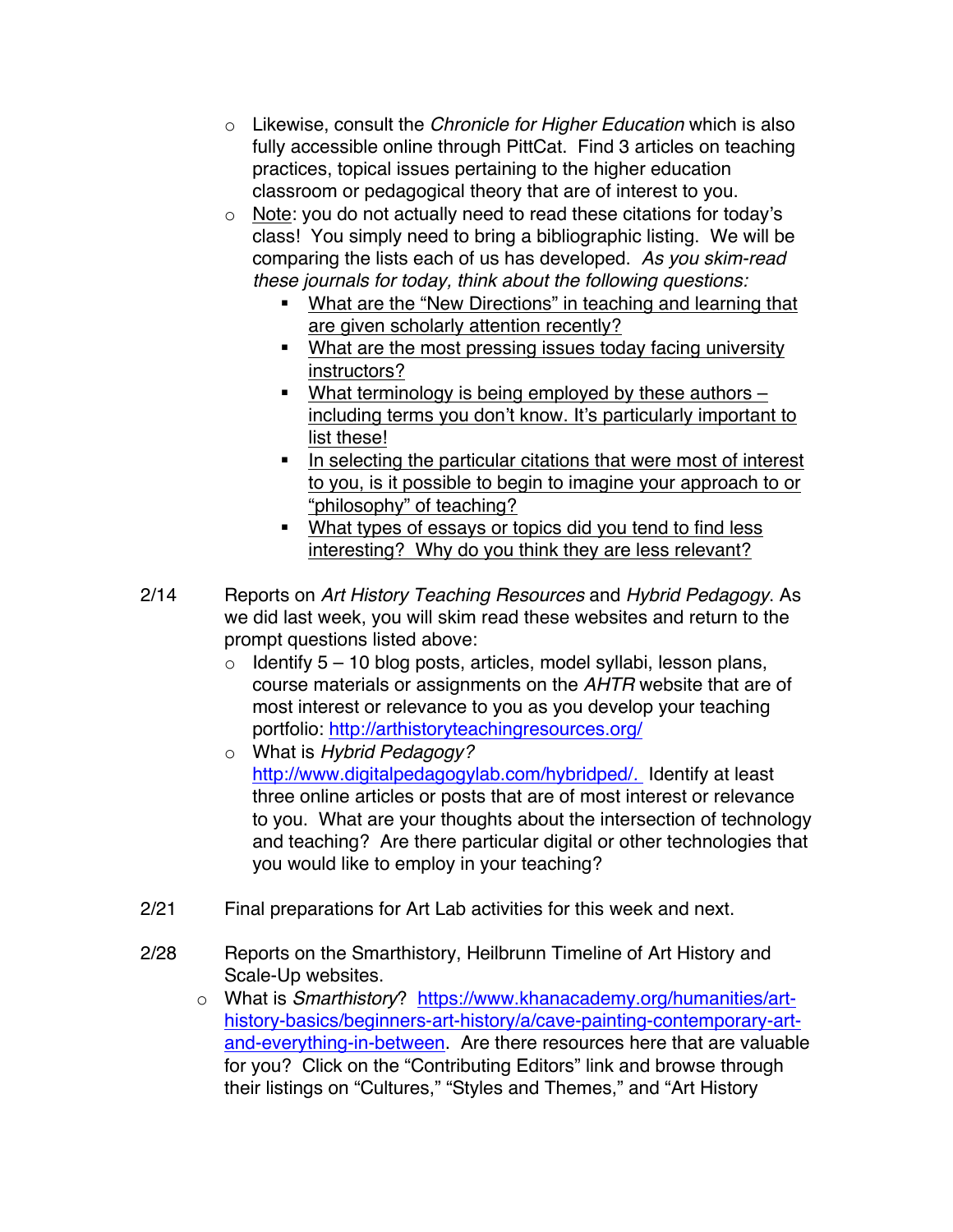- Likewise, consult the *Chronicle for Higher Education* which is also fully accessible online through PittCat. Find 3 articles on teaching practices, topical issues pertaining to the higher education classroom or pedagogical theory that are of interest to you.
- <u>Note</u>: you do not actually need to read these citations for today's class! You simply need to bring a bibliographic listing. We will be comparing the lists each of us has developed. *As you skim-read these journals for today, think about the following questions:*
  - <u>What are the "New Directions" in teaching and learning that are given scholarly attention recently?</u>
  - <u>What are the most pressing issues today facing university instructors?</u>
  - <u>What terminology is being employed by these authors – including terms you don't know. It's particularly important to list these!</u>
  - <u>In selecting the particular citations that were most of interest to you, is it possible to begin to imagine your approach to or "philosophy" of teaching?</u>
  - <u>What types of essays or topics did you tend to find less interesting? Why do you think they are less relevant?</u>

2/14 Reports on *Art History Teaching Resources* and *Hybrid Pedagogy*. As we did last week, you will skim read these websites and return to the prompt questions listed above:

- Identify 5 – 10 blog posts, articles, model syllabi, lesson plans, course materials or assignments on the *AHTR* website that are of most interest or relevance to you as you develop your teaching portfolio: http://arthistoryteachingresources.org/
- What is *Hybrid Pedagogy?* http://www.digitalpedagogylab.com/hybridped/. Identify at least three online articles or posts that are of most interest or relevance to you. What are your thoughts about the intersection of technology and teaching? Are there particular digital or other technologies that you would like to employ in your teaching?

2/21 Final preparations for Art Lab activities for this week and next.

2/28 Reports on the Smarthistory, Heilbrunn Timeline of Art History and Scale-Up websites.

- What is *Smarthistory*? https://www.khanacademy.org/humanities/art-history-basics/beginners-art-history/a/cave-painting-contemporary-art-and-everything-in-between. Are there resources here that are valuable for you? Click on the "Contributing Editors" link and browse through their listings on "Cultures," "Styles and Themes," and "Art History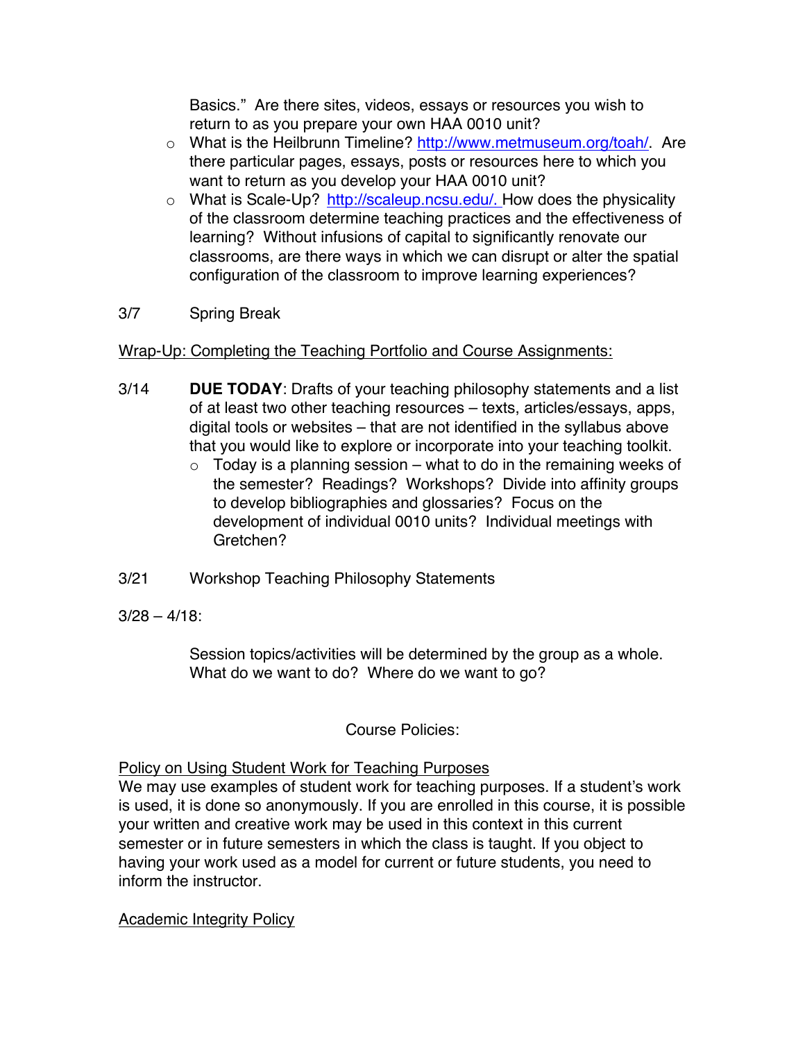Basics." Are there sites, videos, essays or resources you wish to return to as you prepare your own HAA 0010 unit?

- What is the Heilbrunn Timeline? http://www.metmuseum.org/toah/. Are there particular pages, essays, posts or resources here to which you want to return as you develop your HAA 0010 unit?
- What is Scale-Up? http://scaleup.ncsu.edu/. How does the physicality of the classroom determine teaching practices and the effectiveness of learning? Without infusions of capital to significantly renovate our classrooms, are there ways in which we can disrupt or alter the spatial configuration of the classroom to improve learning experiences?

3/7 Spring Break

<u>Wrap-Up: Completing the Teaching Portfolio and Course Assignments:</u>

3/14 **DUE TODAY**: Drafts of your teaching philosophy statements and a list of at least two other teaching resources – texts, articles/essays, apps, digital tools or websites – that are not identified in the syllabus above that you would like to explore or incorporate into your teaching toolkit.

- Today is a planning session – what to do in the remaining weeks of the semester? Readings? Workshops? Divide into affinity groups to develop bibliographies and glossaries? Focus on the development of individual 0010 units? Individual meetings with Gretchen?

3/21 Workshop Teaching Philosophy Statements

3/28 – 4/18:

Session topics/activities will be determined by the group as a whole. What do we want to do? Where do we want to go?

## Course Policies:

<u>Policy on Using Student Work for Teaching Purposes</u>

We may use examples of student work for teaching purposes. If a student's work is used, it is done so anonymously. If you are enrolled in this course, it is possible your written and creative work may be used in this context in this current semester or in future semesters in which the class is taught. If you object to having your work used as a model for current or future students, you need to inform the instructor.

<u>Academic Integrity Policy</u>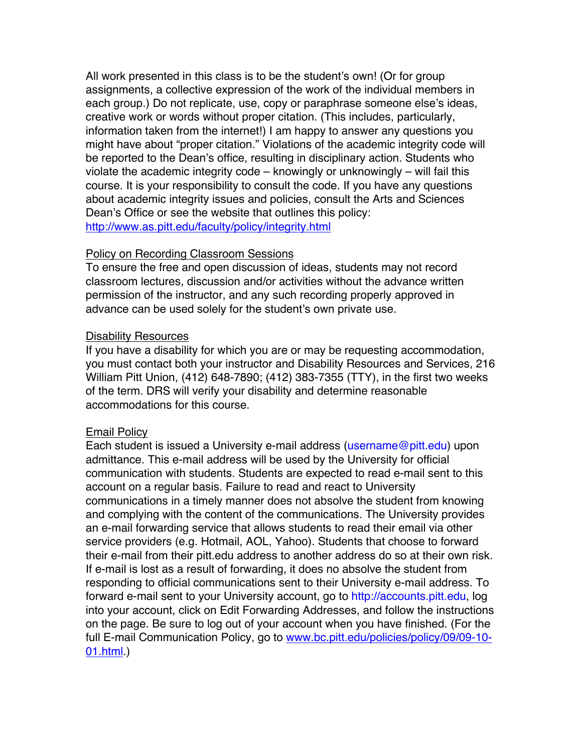All work presented in this class is to be the student's own! (Or for group assignments, a collective expression of the work of the individual members in each group.) Do not replicate, use, copy or paraphrase someone else's ideas, creative work or words without proper citation. (This includes, particularly, information taken from the internet!) I am happy to answer any questions you might have about "proper citation." Violations of the academic integrity code will be reported to the Dean's office, resulting in disciplinary action. Students who violate the academic integrity code – knowingly or unknowingly – will fail this course. It is your responsibility to consult the code. If you have any questions about academic integrity issues and policies, consult the Arts and Sciences Dean's Office or see the website that outlines this policy: [http://www.as.pitt.edu/faculty/policy/integrity.html](http://www.as.pitt.edu/faculty/policy/integrity.html)

### Policy on Recording Classroom Sessions

To ensure the free and open discussion of ideas, students may not record classroom lectures, discussion and/or activities without the advance written permission of the instructor, and any such recording properly approved in advance can be used solely for the student's own private use.

### Disability Resources

If you have a disability for which you are or may be requesting accommodation, you must contact both your instructor and Disability Resources and Services, 216 William Pitt Union, (412) 648-7890; (412) 383-7355 (TTY), in the first two weeks of the term. DRS will verify your disability and determine reasonable accommodations for this course.

### Email Policy

Each student is issued a University e-mail address (username@pitt.edu) upon admittance. This e-mail address will be used by the University for official communication with students. Students are expected to read e-mail sent to this account on a regular basis. Failure to read and react to University communications in a timely manner does not absolve the student from knowing and complying with the content of the communications. The University provides an e-mail forwarding service that allows students to read their email via other service providers (e.g. Hotmail, AOL, Yahoo). Students that choose to forward their e-mail from their pitt.edu address to another address do so at their own risk. If e-mail is lost as a result of forwarding, it does no absolve the student from responding to official communications sent to their University e-mail address. To forward e-mail sent to your University account, go to http://accounts.pitt.edu, log into your account, click on Edit Forwarding Addresses, and follow the instructions on the page. Be sure to log out of your account when you have finished. (For the full E-mail Communication Policy, go to [www.bc.pitt.edu/policies/policy/09/09-10-01.html](www.bc.pitt.edu/policies/policy/09/09-10-01.html).)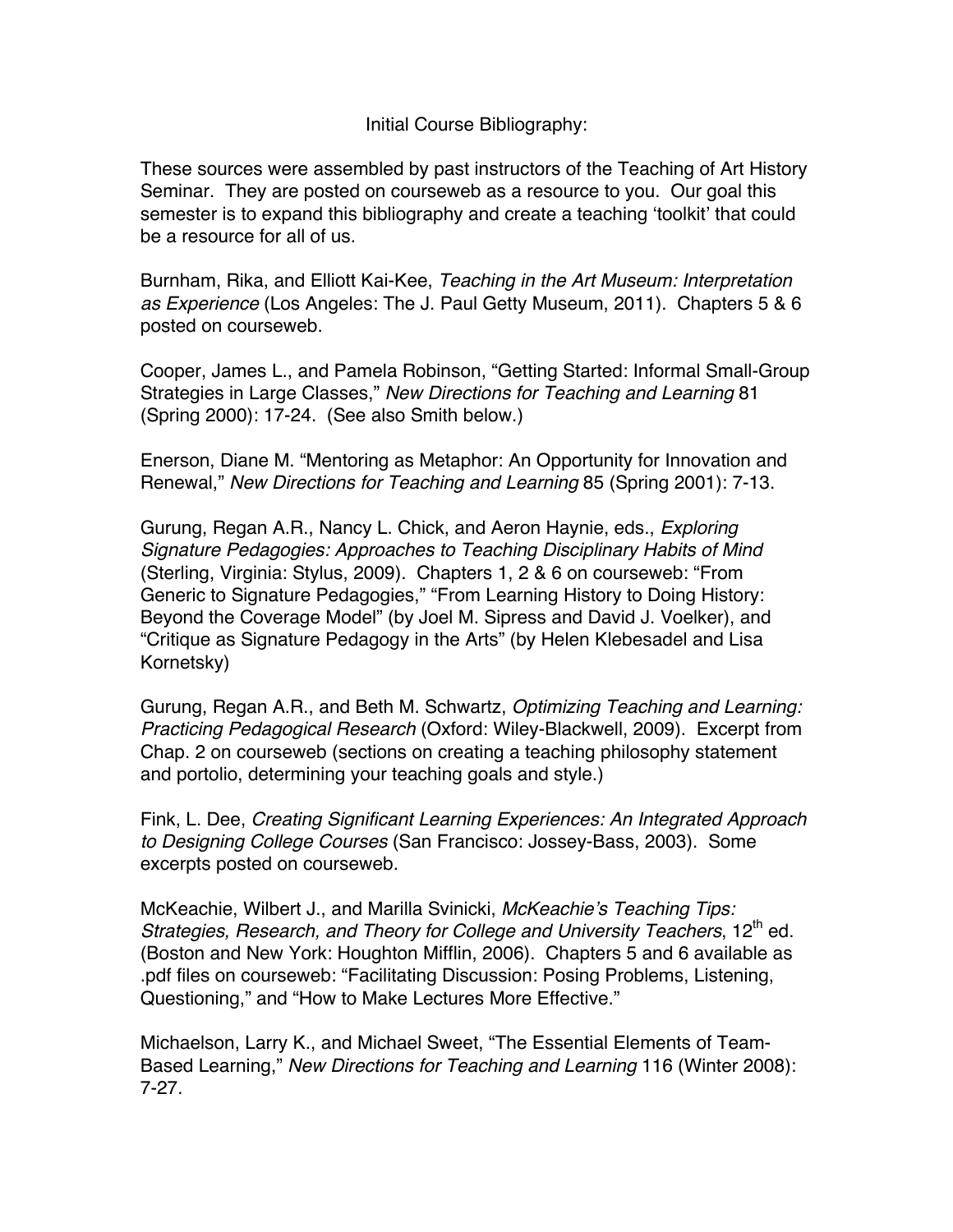Initial Course Bibliography:

These sources were assembled by past instructors of the Teaching of Art History Seminar. They are posted on courseweb as a resource to you. Our goal this semester is to expand this bibliography and create a teaching 'toolkit' that could be a resource for all of us.

Burnham, Rika, and Elliott Kai-Kee, *Teaching in the Art Museum: Interpretation as Experience* (Los Angeles: The J. Paul Getty Museum, 2011). Chapters 5 & 6 posted on courseweb.

Cooper, James L., and Pamela Robinson, "Getting Started: Informal Small-Group Strategies in Large Classes," *New Directions for Teaching and Learning* 81 (Spring 2000): 17-24. (See also Smith below.)

Enerson, Diane M. "Mentoring as Metaphor: An Opportunity for Innovation and Renewal," *New Directions for Teaching and Learning* 85 (Spring 2001): 7-13.

Gurung, Regan A.R., Nancy L. Chick, and Aeron Haynie, eds., *Exploring Signature Pedagogies: Approaches to Teaching Disciplinary Habits of Mind* (Sterling, Virginia: Stylus, 2009). Chapters 1, 2 & 6 on courseweb: "From Generic to Signature Pedagogies," "From Learning History to Doing History: Beyond the Coverage Model" (by Joel M. Sipress and David J. Voelker), and "Critique as Signature Pedagogy in the Arts" (by Helen Klebesadel and Lisa Kornetsky)

Gurung, Regan A.R., and Beth M. Schwartz, *Optimizing Teaching and Learning: Practicing Pedagogical Research* (Oxford: Wiley-Blackwell, 2009). Excerpt from Chap. 2 on courseweb (sections on creating a teaching philosophy statement and portolio, determining your teaching goals and style.)

Fink, L. Dee, *Creating Significant Learning Experiences: An Integrated Approach to Designing College Courses* (San Francisco: Jossey-Bass, 2003). Some excerpts posted on courseweb.

McKeachie, Wilbert J., and Marilla Svinicki, *McKeachie's Teaching Tips: Strategies, Research, and Theory for College and University Teachers*, 12th ed. (Boston and New York: Houghton Mifflin, 2006). Chapters 5 and 6 available as .pdf files on courseweb: "Facilitating Discussion: Posing Problems, Listening, Questioning," and "How to Make Lectures More Effective."

Michaelson, Larry K., and Michael Sweet, "The Essential Elements of Team-Based Learning," *New Directions for Teaching and Learning* 116 (Winter 2008): 7-27.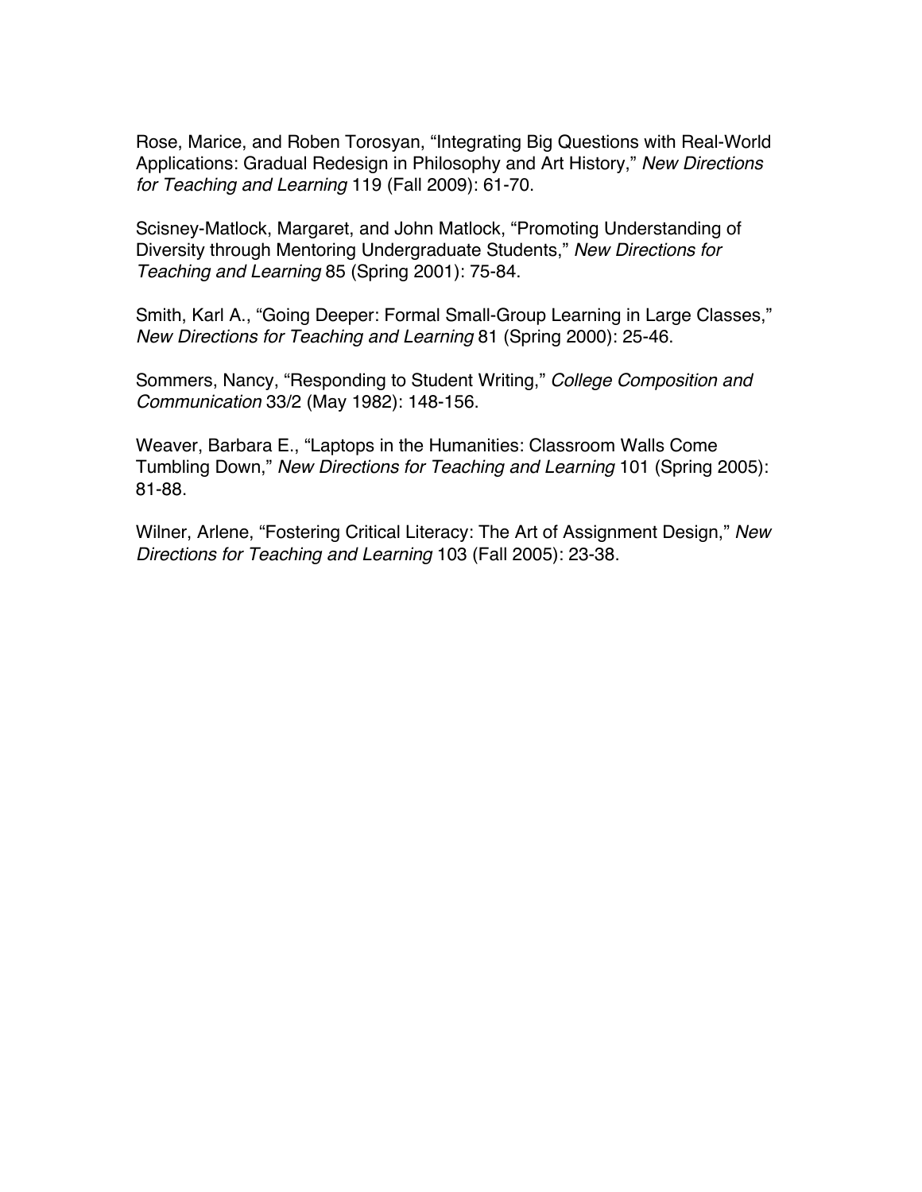Rose, Marice, and Roben Torosyan, “Integrating Big Questions with Real-World Applications: Gradual Redesign in Philosophy and Art History,” *New Directions for Teaching and Learning* 119 (Fall 2009): 61-70.

Scisney-Matlock, Margaret, and John Matlock, “Promoting Understanding of Diversity through Mentoring Undergraduate Students,” *New Directions for Teaching and Learning* 85 (Spring 2001): 75-84.

Smith, Karl A., “Going Deeper: Formal Small-Group Learning in Large Classes,” *New Directions for Teaching and Learning* 81 (Spring 2000): 25-46.

Sommers, Nancy, “Responding to Student Writing,” *College Composition and Communication* 33/2 (May 1982): 148-156.

Weaver, Barbara E., “Laptops in the Humanities: Classroom Walls Come Tumbling Down,” *New Directions for Teaching and Learning* 101 (Spring 2005): 81-88.

Wilner, Arlene, “Fostering Critical Literacy: The Art of Assignment Design,” *New Directions for Teaching and Learning* 103 (Fall 2005): 23-38.